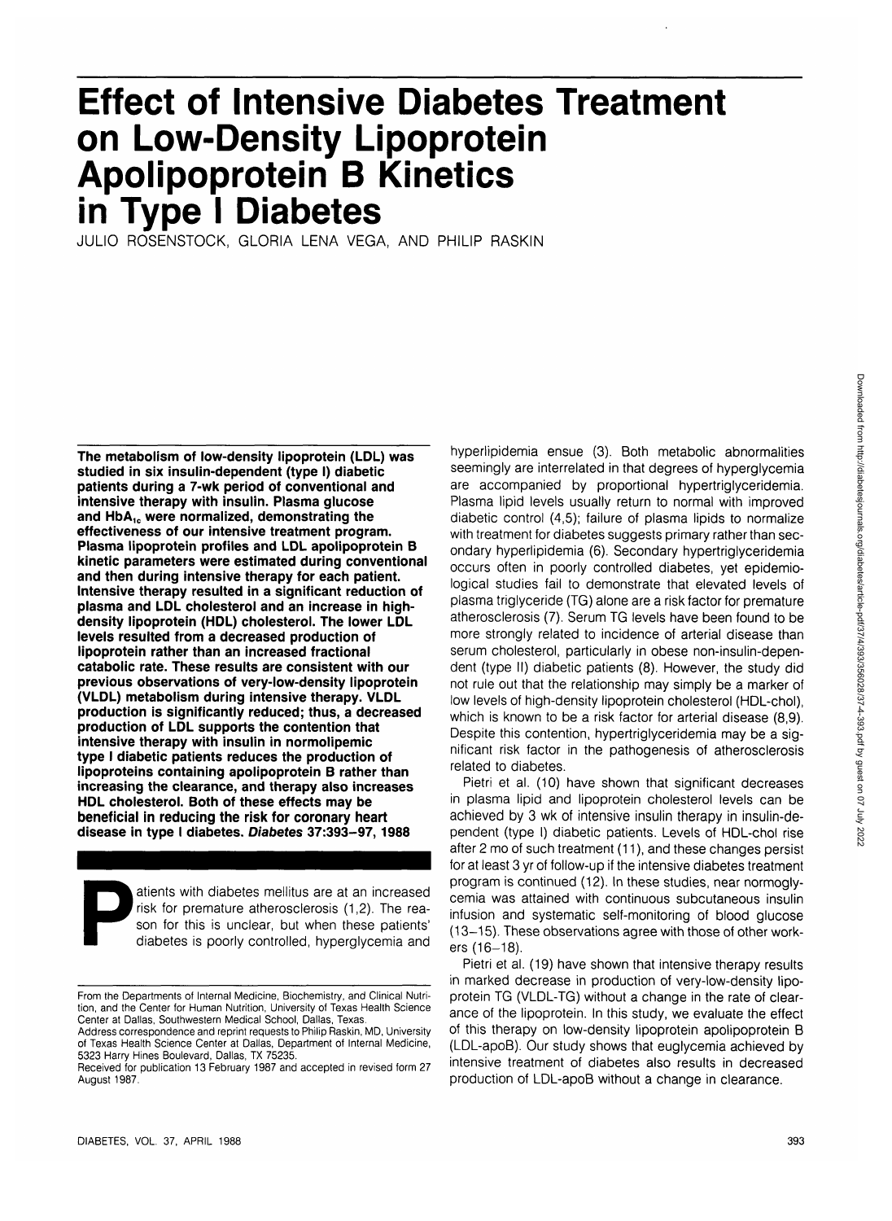# Effect of Intensive Diabetes Treatment on Low-Density Lipoprotein Apolipoprotein B Kinetics in Type I Diabetes

JULIO ROSENSTOCK, GLORIA LENA VEGA, AND PHILIP RASKIN

**The metabolism of low-density lipoprotein (LDL) was studied in six insulin-dependent (type I) diabetic patients during a 7-wk period of conventional and intensive therapy with insulin. Plasma glucose and $HbA_{1c}$ were normalized, demonstrating the effectiveness of our intensive treatment program. Plasma lipoprotein profiles and LDL apolipoprotein B kinetic parameters were estimated during conventional and then during intensive therapy for each patient. Intensive therapy resulted in a significant reduction of plasma and LDL cholesterol and an increase in high-density lipoprotein (HDL) cholesterol. The lower LDL levels resulted from a decreased production of lipoprotein rather than an increased fractional catabolic rate. These results are consistent with our previous observations of very-low-density lipoprotein (VLDL) metabolism during intensive therapy. VLDL production is significantly reduced; thus, a decreased production of LDL supports the contention that intensive therapy with insulin in normolipemic type I diabetic patients reduces the production of lipoproteins containing apolipoprotein B rather than increasing the clearance, and therapy also increases HDL cholesterol. Both of these effects may be beneficial in reducing the risk for coronary heart disease in type I diabetes. *Diabetes* 37:393–97, 1988**

Patients with diabetes mellitus are at an increased risk for premature atherosclerosis (1,2). The reason for this is unclear, but when these patients' diabetes is poorly controlled, hyperglycemia and hyperlipidemia ensue (3). Both metabolic abnormalities seemingly are interrelated in that degrees of hyperglycemia are accompanied by proportional hypertriglyceridemia. Plasma lipid levels usually return to normal with improved diabetic control (4,5); failure of plasma lipids to normalize with treatment for diabetes suggests primary rather than secondary hyperlipidemia (6). Secondary hypertriglyceridemia occurs often in poorly controlled diabetes, yet epidemiological studies fail to demonstrate that elevated levels of plasma triglyceride (TG) alone are a risk factor for premature atherosclerosis (7). Serum TG levels have been found to be more strongly related to incidence of arterial disease than serum cholesterol, particularly in obese non-insulin-dependent (type II) diabetic patients (8). However, the study did not rule out that the relationship may simply be a marker of low levels of high-density lipoprotein cholesterol (HDL-chol), which is known to be a risk factor for arterial disease (8,9). Despite this contention, hypertriglyceridemia may be a significant risk factor in the pathogenesis of atherosclerosis related to diabetes.

Pietri et al. (10) have shown that significant decreases in plasma lipid and lipoprotein cholesterol levels can be achieved by 3 wk of intensive insulin therapy in insulin-dependent (type I) diabetic patients. Levels of HDL-chol rise after 2 mo of such treatment (11), and these changes persist for at least 3 yr of follow-up if the intensive diabetes treatment program is continued (12). In these studies, near normoglycemia was attained with continuous subcutaneous insulin infusion and systematic self-monitoring of blood glucose (13–15). These observations agree with those of other workers (16–18).

Pietri et al. (19) have shown that intensive therapy results in marked decrease in production of very-low-density lipoprotein TG (VLDL-TG) without a change in the rate of clearance of the lipoprotein. In this study, we evaluate the effect of this therapy on low-density lipoprotein apolipoprotein B (LDL-apoB). Our study shows that euglycemia achieved by intensive treatment of diabetes also results in decreased production of LDL-apoB without a change in clearance.

From the Departments of Internal Medicine, Biochemistry, and Clinical Nutrition, and the Center for Human Nutrition, University of Texas Health Science Center at Dallas, Southwestern Medical School, Dallas, Texas.

Address correspondence and reprint requests to Philip Raskin, MD, University of Texas Health Science Center at Dallas, Department of Internal Medicine, 5323 Harry Hines Boulevard, Dallas, TX 75235.

Received for publication 13 February 1987 and accepted in revised form 27 August 1987.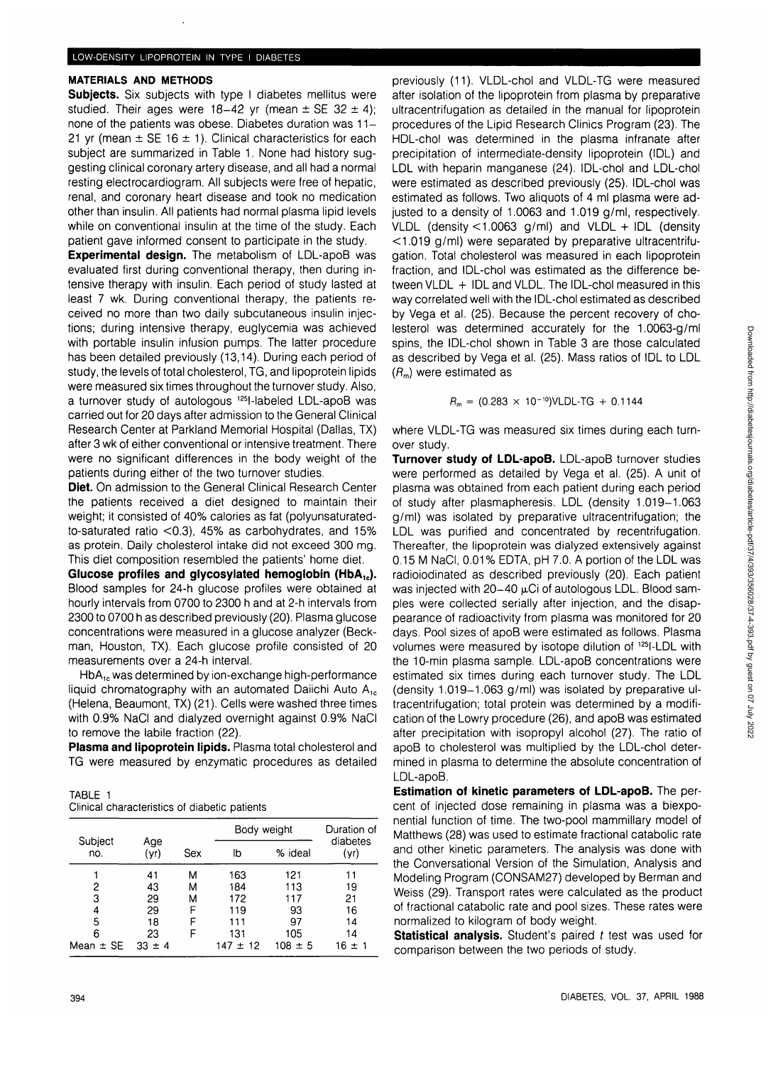## MATERIALS AND METHODS

**Subjects.** Six subjects with type I diabetes mellitus were studied. Their ages were 18–42 yr (mean ± SE 32 ± 4); none of the patients was obese. Diabetes duration was 11–21 yr (mean ± SE 16 ± 1). Clinical characteristics for each subject are summarized in Table 1. None had history suggesting clinical coronary artery disease, and all had a normal resting electrocardiogram. All subjects were free of hepatic, renal, and coronary heart disease and took no medication other than insulin. All patients had normal plasma lipid levels while on conventional insulin at the time of the study. Each patient gave informed consent to participate in the study.

**Experimental design.** The metabolism of LDL-apoB was evaluated first during conventional therapy, then during intensive therapy with insulin. Each period of study lasted at least 7 wk. During conventional therapy, the patients received no more than two daily subcutaneous insulin injections; during intensive therapy, euglycemia was achieved with portable insulin infusion pumps. The latter procedure has been detailed previously (13,14). During each period of study, the levels of total cholesterol, TG, and lipoprotein lipids were measured six times throughout the turnover study. Also, a turnover study of autologous $^{125}$I-labeled LDL-apoB was carried out for 20 days after admission to the General Clinical Research Center at Parkland Memorial Hospital (Dallas, TX) after 3 wk of either conventional or intensive treatment. There were no significant differences in the body weight of the patients during either of the two turnover studies.

**Diet.** On admission to the General Clinical Research Center the patients received a diet designed to maintain their weight; it consisted of 40% calories as fat (polyunsaturated-to-saturated ratio <0.3), 45% as carbohydrates, and 15% as protein. Daily cholesterol intake did not exceed 300 mg. This diet composition resembled the patients' home diet.

**Glucose profiles and glycosylated hemoglobin ($HbA_{1c}$).** Blood samples for 24-h glucose profiles were obtained at hourly intervals from 0700 to 2300 h and at 2-h intervals from 2300 to 0700 h as described previously (20). Plasma glucose concentrations were measured in a glucose analyzer (Beckman, Houston, TX). Each glucose profile consisted of 20 measurements over a 24-h interval.

$HbA_{1c}$ was determined by ion-exchange high-performance liquid chromatography with an automated Daiichi Auto $A_{1c}$ (Helena, Beaumont, TX) (21). Cells were washed three times with 0.9% NaCl and dialyzed overnight against 0.9% NaCl to remove the labile fraction (22).

**Plasma and lipoprotein lipids.** Plasma total cholesterol and TG were measured by enzymatic procedures as detailed previously (11). VLDL-chol and VLDL-TG were measured after isolation of the lipoprotein from plasma by preparative ultracentrifugation as detailed in the manual for lipoprotein procedures of the Lipid Research Clinics Program (23). The HDL-chol was determined in the plasma infranate after precipitation of intermediate-density lipoprotein (IDL) and LDL with heparin manganese (24). IDL-chol and LDL-chol were estimated as described previously (25). IDL-chol was estimated as follows. Two aliquots of 4 ml plasma were adjusted to a density of 1.0063 and 1.019 g/ml, respectively. VLDL (density <1.0063 g/ml) and VLDL + IDL (density <1.019 g/ml) were separated by preparative ultracentrifugation. Total cholesterol was measured in each lipoprotein fraction, and IDL-chol was estimated as the difference between VLDL + IDL and VLDL. The IDL-chol measured in this way correlated well with the IDL-chol estimated as described by Vega et al. (25). Because the percent recovery of cholesterol was determined accurately for the 1.0063-g/ml spins, the IDL-chol shown in Table 3 are those calculated as described by Vega et al. (25). Mass ratios of IDL to LDL ($R_m$) were estimated as

$$R_m = (0.283 \times 10^{-10})\text{VLDL-TG} + 0.1144$$

where VLDL-TG was measured six times during each turnover study.

**Turnover study of LDL-apoB.** LDL-apoB turnover studies were performed as detailed by Vega et al. (25). A unit of plasma was obtained from each patient during each period of study after plasmapheresis. LDL (density 1.019–1.063 g/ml) was isolated by preparative ultracentrifugation; the LDL was purified and concentrated by recentrifugation. Thereafter, the lipoprotein was dialyzed extensively against 0.15 M NaCl, 0.01% EDTA, pH 7.0. A portion of the LDL was radioiodinated as described previously (20). Each patient was injected with 20–40 μCi of autologous LDL. Blood samples were collected serially after injection, and the disappearance of radioactivity from plasma was monitored for 20 days. Pool sizes of apoB were estimated as follows. Plasma volumes were measured by isotope dilution of $^{125}$I-LDL with the 10-min plasma sample. LDL-apoB concentrations were estimated six times during each turnover study. The LDL (density 1.019–1.063 g/ml) was isolated by preparative ultracentrifugation; total protein was determined by a modification of the Lowry procedure (26), and apoB was estimated after precipitation with isopropyl alcohol (27). The ratio of apoB to cholesterol was multiplied by the LDL-chol determined in plasma to determine the absolute concentration of LDL-apoB.

**Estimation of kinetic parameters of LDL-apoB.** The percent of injected dose remaining in plasma was a biexponential function of time. The two-pool mammillary model of Matthews (28) was used to estimate fractional catabolic rate and other kinetic parameters. The analysis was done with the Conversational Version of the Simulation, Analysis and Modeling Program (CONSAM27) developed by Berman and Weiss (29). Transport rates were calculated as the product of fractional catabolic rate and pool sizes. These rates were normalized to kilogram of body weight.

**Statistical analysis.** Student's paired $t$ test was used for comparison between the two periods of study.

TABLE 1
Clinical characteristics of diabetic patients

| Subject no. | Age (yr) | Sex | Body weight | | Duration of diabetes (yr) |
|---|---|---|---|---|---|
| | | | lb | % ideal | |
| 1 | 41 | M | 163 | 121 | 11 |
| 2 | 43 | M | 184 | 113 | 19 |
| 3 | 29 | M | 172 | 117 | 21 |
| 4 | 29 | F | 119 | 93 | 16 |
| 5 | 18 | F | 111 | 97 | 14 |
| 6 | 23 | F | 131 | 105 | 14 |
| Mean ± SE | 33 ± 4 | | 147 ± 12 | 108 ± 5 | 16 ± 1 |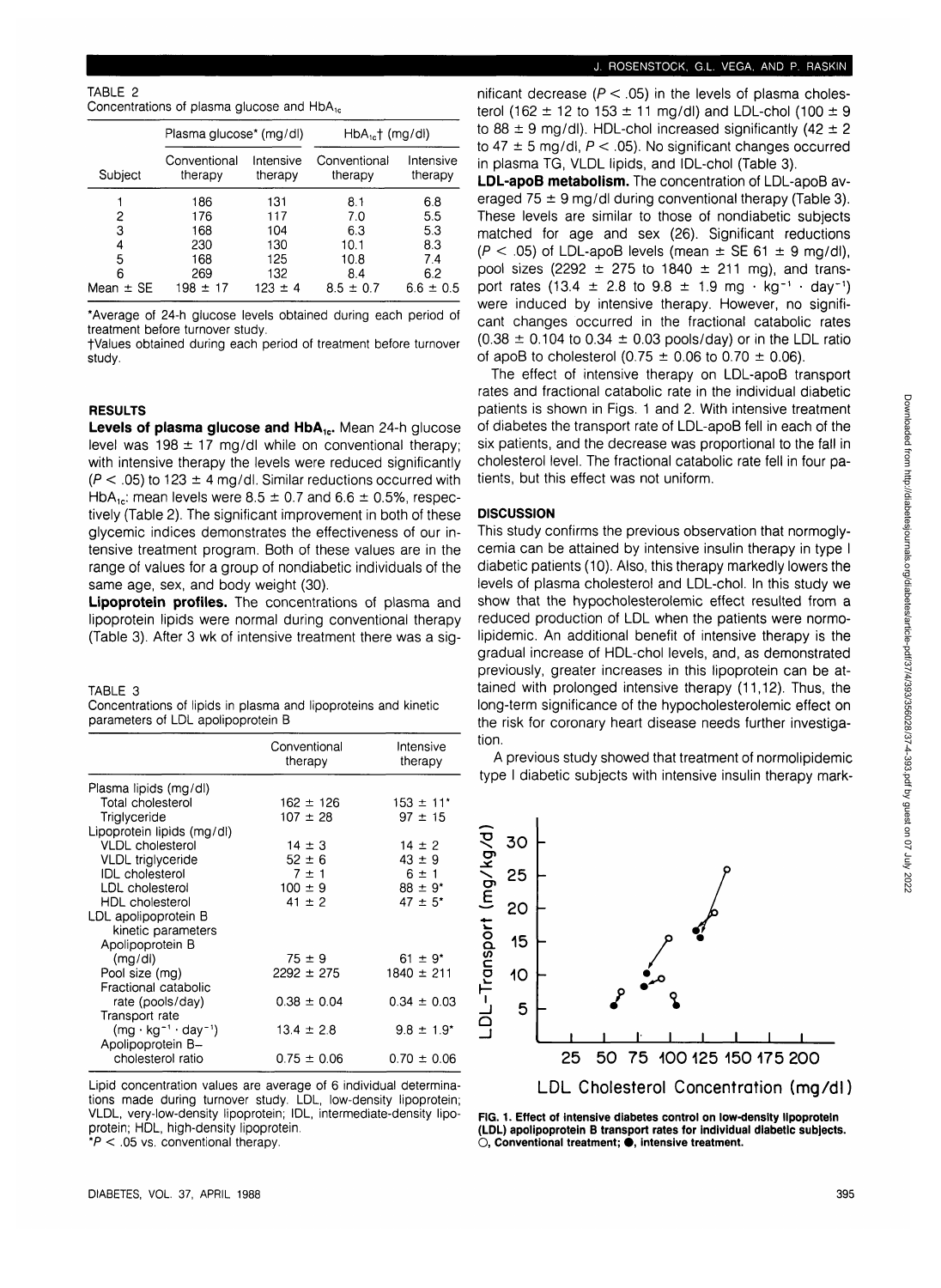TABLE 2
Concentrations of plasma glucose and $HbA_{1c}$

| Subject | Plasma glucose* (mg/dl) | | $HbA_{1c}$† (mg/dl) | |
|---|---|---|---|---|
| | Conventional therapy | Intensive therapy | Conventional therapy | Intensive therapy |
| 1 | 186 | 131 | 8.1 | 6.8 |
| 2 | 176 | 117 | 7.0 | 5.5 |
| 3 | 168 | 104 | 6.3 | 5.3 |
| 4 | 230 | 130 | 10.1 | 8.3 |
| 5 | 168 | 125 | 10.8 | 7.4 |
| 6 | 269 | 132 | 8.4 | 6.2 |
| Mean ± SE | 198 ± 17 | 123 ± 4 | 8.5 ± 0.7 | 6.6 ± 0.5 |

*Average of 24-h glucose levels obtained during each period of treatment before turnover study.
†Values obtained during each period of treatment before turnover study.

## RESULTS

**Levels of plasma glucose and $HbA_{1c}$.** Mean 24-h glucose level was 198 ± 17 mg/dl while on conventional therapy; with intensive therapy the levels were reduced significantly ($P < .05$) to 123 ± 4 mg/dl. Similar reductions occurred with $HbA_{1c}$: mean levels were 8.5 ± 0.7 and 6.6 ± 0.5%, respectively (Table 2). The significant improvement in both of these glycemic indices demonstrates the effectiveness of our intensive treatment program. Both of these values are in the range of values for a group of nondiabetic individuals of the same age, sex, and body weight (30).

**Lipoprotein profiles.** The concentrations of plasma and lipoprotein lipids were normal during conventional therapy (Table 3). After 3 wk of intensive treatment there was a significant decrease ($P < .05$) in the levels of plasma cholesterol (162 ± 12 to 153 ± 11 mg/dl) and LDL-chol (100 ± 9 to 88 ± 9 mg/dl). HDL-chol increased significantly (42 ± 2 to 47 ± 5 mg/dl, $P < .05$). No significant changes occurred in plasma TG, VLDL lipids, and IDL-chol (Table 3).

TABLE 3
Concentrations of lipids in plasma and lipoproteins and kinetic parameters of LDL apolipoprotein B

| | Conventional therapy | Intensive therapy |
|---|---|---|
| Plasma lipids (mg/dl) | | |
| Total cholesterol | 162 ± 126 | 153 ± 11* |
| Triglyceride | 107 ± 28 | 97 ± 15 |
| Lipoprotein lipids (mg/dl) | | |
| VLDL cholesterol | 14 ± 3 | 14 ± 2 |
| VLDL triglyceride | 52 ± 6 | 43 ± 9 |
| IDL cholesterol | 7 ± 1 | 6 ± 1 |
| LDL cholesterol | 100 ± 9 | 88 ± 9* |
| HDL cholesterol | 41 ± 2 | 47 ± 5* |
| LDL apolipoprotein B kinetic parameters | | |
| Apolipoprotein B (mg/dl) | 75 ± 9 | 61 ± 9* |
| Pool size (mg) | 2292 ± 275 | 1840 ± 211 |
| Fractional catabolic rate (pools/day) | 0.38 ± 0.04 | 0.34 ± 0.03 |
| Transport rate ($mg \cdot kg^{-1} \cdot day^{-1}$) | 13.4 ± 2.8 | 9.8 ± 1.9* |
| Apolipoprotein B–cholesterol ratio | 0.75 ± 0.06 | 0.70 ± 0.06 |

Lipid concentration values are average of 6 individual determinations made during turnover study. LDL, low-density lipoprotein; VLDL, very-low-density lipoprotein; IDL, intermediate-density lipoprotein; HDL, high-density lipoprotein.
*$P < .05$ vs. conventional therapy.

**LDL-apoB metabolism.** The concentration of LDL-apoB averaged 75 ± 9 mg/dl during conventional therapy (Table 3). These levels are similar to those of nondiabetic subjects matched for age and sex (26). Significant reductions ($P < .05$) of LDL-apoB levels (mean ± SE 61 ± 9 mg/dl), pool sizes (2292 ± 275 to 1840 ± 211 mg), and transport rates (13.4 ± 2.8 to 9.8 ± 1.9 $mg \cdot kg^{-1} \cdot day^{-1}$) were induced by intensive therapy. However, no significant changes occurred in the fractional catabolic rates (0.38 ± 0.104 to 0.34 ± 0.03 pools/day) or in the LDL ratio of apoB to cholesterol (0.75 ± 0.06 to 0.70 ± 0.06).

The effect of intensive therapy on LDL-apoB transport rates and fractional catabolic rate in the individual diabetic patients is shown in Figs. 1 and 2. With intensive treatment of diabetes the transport rate of LDL-apoB fell in each of the six patients, and the decrease was proportional to the fall in cholesterol level. The fractional catabolic rate fell in four patients, but this effect was not uniform.

## DISCUSSION

This study confirms the previous observation that normoglycemia can be attained by intensive insulin therapy in type I diabetic patients (10). Also, this therapy markedly lowers the levels of plasma cholesterol and LDL-chol. In this study we show that the hypocholesterolemic effect resulted from a reduced production of LDL when the patients were normolipidemic. An additional benefit of intensive therapy is the gradual increase of HDL-chol levels, and, as demonstrated previously, greater increases in this lipoprotein can be attained with prolonged intensive therapy (11,12). Thus, the long-term significance of the hypocholesterolemic effect on the risk for coronary heart disease needs further investigation.

A previous study showed that treatment of normolipidemic type I diabetic subjects with intensive insulin therapy mark-

**FIG. 1. Effect of intensive diabetes control on low-density lipoprotein (LDL) apolipoprotein B transport rates for individual diabetic subjects. ○, Conventional treatment; ●, intensive treatment.**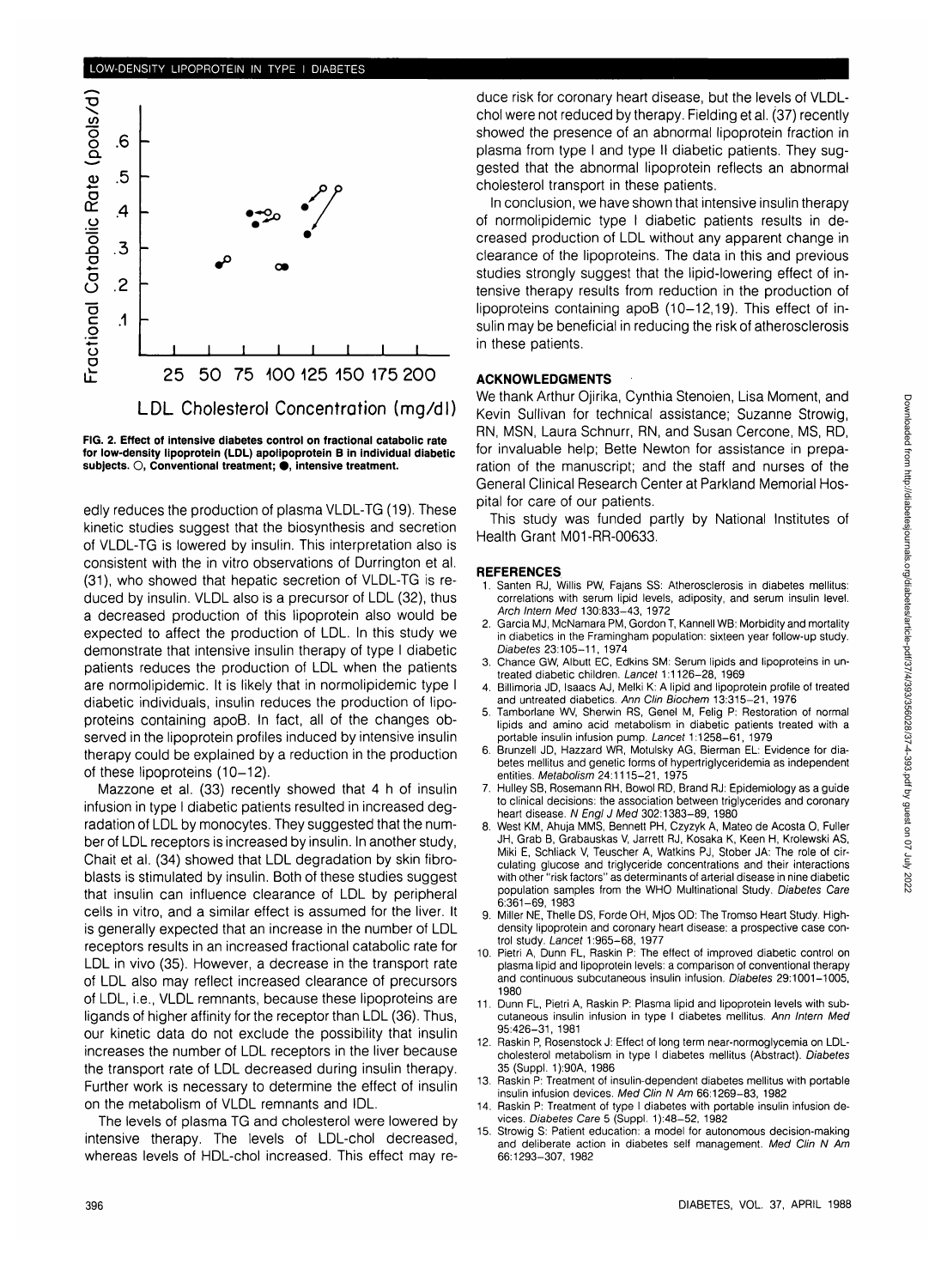FIG. 2. Effect of intensive diabetes control on fractional catabolic rate for low-density lipoprotein (LDL) apolipoprotein B in individual diabetic subjects. ○, Conventional treatment; ●, intensive treatment.

edly reduces the production of plasma VLDL-TG (19). These kinetic studies suggest that the biosynthesis and secretion of VLDL-TG is lowered by insulin. This interpretation also is consistent with the in vitro observations of Durrington et al. (31), who showed that hepatic secretion of VLDL-TG is reduced by insulin. VLDL also is a precursor of LDL (32), thus a decreased production of this lipoprotein also would be expected to affect the production of LDL. In this study we demonstrate that intensive insulin therapy of type I diabetic patients reduces the production of LDL when the patients are normolipidemic. It is likely that in normolipidemic type I diabetic individuals, insulin reduces the production of lipoproteins containing apoB. In fact, all of the changes observed in the lipoprotein profiles induced by intensive insulin therapy could be explained by a reduction in the production of these lipoproteins (10–12).

Mazzone et al. (33) recently showed that 4 h of insulin infusion in type I diabetic patients resulted in increased degradation of LDL by monocytes. They suggested that the number of LDL receptors is increased by insulin. In another study, Chait et al. (34) showed that LDL degradation by skin fibroblasts is stimulated by insulin. Both of these studies suggest that insulin can influence clearance of LDL by peripheral cells in vitro, and a similar effect is assumed for the liver. It is generally expected that an increase in the number of LDL receptors results in an increased fractional catabolic rate for LDL in vivo (35). However, a decrease in the transport rate of LDL also may reflect increased clearance of precursors of LDL, i.e., VLDL remnants, because these lipoproteins are ligands of higher affinity for the receptor than LDL (36). Thus, our kinetic data do not exclude the possibility that insulin increases the number of LDL receptors in the liver because the transport rate of LDL decreased during insulin therapy. Further work is necessary to determine the effect of insulin on the metabolism of VLDL remnants and IDL.

The levels of plasma TG and cholesterol were lowered by intensive therapy. The levels of LDL-chol decreased, whereas levels of HDL-chol increased. This effect may reduce risk for coronary heart disease, but the levels of VLDL-chol were not reduced by therapy. Fielding et al. (37) recently showed the presence of an abnormal lipoprotein fraction in plasma from type I and type II diabetic patients. They suggested that the abnormal lipoprotein reflects an abnormal cholesterol transport in these patients.

In conclusion, we have shown that intensive insulin therapy of normolipidemic type I diabetic patients results in decreased production of LDL without any apparent change in clearance of the lipoproteins. The data in this and previous studies strongly suggest that the lipid-lowering effect of intensive therapy results from reduction in the production of lipoproteins containing apoB (10–12,19). This effect of insulin may be beneficial in reducing the risk of atherosclerosis in these patients.

## ACKNOWLEDGMENTS

We thank Arthur Ojirika, Cynthia Stenoien, Lisa Moment, and Kevin Sullivan for technical assistance; Suzanne Strowig, RN, MSN, Laura Schnurr, RN, and Susan Cercone, MS, RD, for invaluable help; Bette Newton for assistance in preparation of the manuscript; and the staff and nurses of the General Clinical Research Center at Parkland Memorial Hospital for care of our patients.

This study was funded partly by National Institutes of Health Grant M01-RR-00633.

## REFERENCES

1. Santen RJ, Willis PW, Fajans SS: Atherosclerosis in diabetes mellitus: correlations with serum lipid levels, adiposity, and serum insulin level. *Arch Intern Med* 130:833–43, 1972
2. Garcia MJ, McNamara PM, Gordon T, Kannell WB: Morbidity and mortality in diabetics in the Framingham population: sixteen year follow-up study. *Diabetes* 23:105–11, 1974
3. Chance GW, Albutt EC, Edkins SM: Serum lipids and lipoproteins in untreated diabetic children. *Lancet* 1:1126–28, 1969
4. Billimoria JD, Isaacs AJ, Melki K: A lipid and lipoprotein profile of treated and untreated diabetics. *Ann Clin Biochem* 13:315–21, 1976
5. Tamborlane WV, Sherwin RS, Genel M, Felig P: Restoration of normal lipids and amino acid metabolism in diabetic patients treated with a portable insulin infusion pump. *Lancet* 1:1258–61, 1979
6. Brunzell JD, Hazzard WR, Motulsky AG, Bierman EL: Evidence for diabetes mellitus and genetic forms of hypertriglyceridemia as independent entities. *Metabolism* 24:1115–21, 1975
7. Hulley SB, Rosemann RH, Bowol RD, Brand RJ: Epidemiology as a guide to clinical decisions: the association between triglycerides and coronary heart disease. *N Engl J Med* 302:1383–89, 1980
8. West KM, Ahuja MMS, Bennett PH, Czyzyk A, Mateo de Acosta O, Fuller JH, Grab B, Grabauskas V, Jarrett RJ, Kosaka K, Keen H, Krolewski AS, Miki E, Schliack V, Teuscher A, Watkins PJ, Stober JA: The role of circulating glucose and triglyceride concentrations and their interactions with other "risk factors" as determinants of arterial disease in nine diabetic population samples from the WHO Multinational Study. *Diabetes Care* 6:361–69, 1983
9. Miller NE, Thelle DS, Forde OH, Mjos OD: The Tromso Heart Study. High-density lipoprotein and coronary heart disease: a prospective case control study. *Lancet* 1:965–68, 1977
10. Pietri A, Dunn FL, Raskin P: The effect of improved diabetic control on plasma lipid and lipoprotein levels: a comparison of conventional therapy and continuous subcutaneous insulin infusion. *Diabetes* 29:1001–1005, 1980
11. Dunn FL, Pietri A, Raskin P: Plasma lipid and lipoprotein levels with subcutaneous insulin infusion in type I diabetes mellitus. *Ann Intern Med* 95:426–31, 1981
12. Raskin P, Rosenstock J: Effect of long term near-normoglycemia on LDL-cholesterol metabolism in type I diabetes mellitus (Abstract). *Diabetes* 35 (Suppl. 1):90A, 1986
13. Raskin P: Treatment of insulin-dependent diabetes mellitus with portable insulin infusion devices. *Med Clin N Am* 66:1269–83, 1982
14. Raskin P: Treatment of type I diabetes with portable insulin infusion devices. *Diabetes Care* 5 (Suppl. 1):48–52, 1982
15. Strowig S: Patient education: a model for autonomous decision-making and deliberate action in diabetes self management. *Med Clin N Am* 66:1293–307, 1982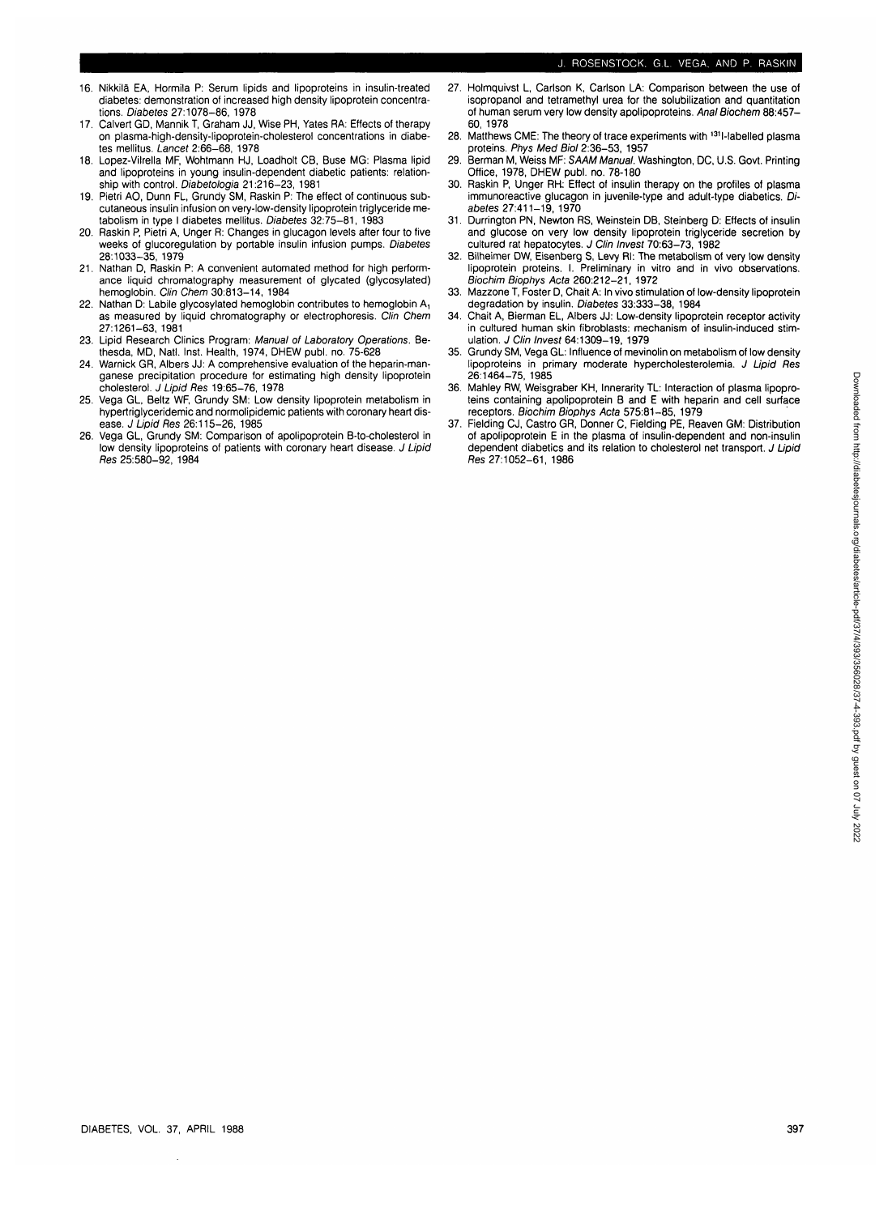16. Nikkilä EA, Hormila P: Serum lipids and lipoproteins in insulin-treated diabetes: demonstration of increased high density lipoprotein concentrations. *Diabetes* 27:1078–86, 1978
17. Calvert GD, Mannik T, Graham JJ, Wise PH, Yates RA: Effects of therapy on plasma-high-density-lipoprotein-cholesterol concentrations in diabetes mellitus. *Lancet* 2:66–68, 1978
18. Lopez-Vilrella MF, Wohtmann HJ, Loadholt CB, Buse MG: Plasma lipid and lipoproteins in young insulin-dependent diabetic patients: relationship with control. *Diabetologia* 21:216–23, 1981
19. Pietri AO, Dunn FL, Grundy SM, Raskin P: The effect of continuous subcutaneous insulin infusion on very-low-density lipoprotein triglyceride metabolism in type I diabetes mellitus. *Diabetes* 32:75–81, 1983
20. Raskin P, Pietri A, Unger R: Changes in glucagon levels after four to five weeks of glucoregulation by portable insulin infusion pumps. *Diabetes* 28:1033–35, 1979
21. Nathan D, Raskin P: A convenient automated method for high performance liquid chromatography measurement of glycated (glycosylated) hemoglobin. *Clin Chem* 30:813–14, 1984
22. Nathan D: Labile glycosylated hemoglobin contributes to hemoglobin $A_1$ as measured by liquid chromatography or electrophoresis. *Clin Chem* 27:1261–63, 1981
23. Lipid Research Clinics Program: *Manual of Laboratory Operations*. Bethesda, MD, Natl. Inst. Health, 1974, DHEW publ. no. 75-628
24. Warnick GR, Albers JJ: A comprehensive evaluation of the heparin-manganese precipitation procedure for estimating high density lipoprotein cholesterol. *J Lipid Res* 19:65–76, 1978
25. Vega GL, Beltz WF, Grundy SM: Low density lipoprotein metabolism in hypertriglyceridemic and normolipidemic patients with coronary heart disease. *J Lipid Res* 26:115–26, 1985
26. Vega GL, Grundy SM: Comparison of apolipoprotein B-to-cholesterol in low density lipoproteins of patients with coronary heart disease. *J Lipid Res* 25:580–92, 1984
27. Holmquivst L, Carlson K, Carlson LA: Comparison between the use of isopropanol and tetramethyl urea for the solubilization and quantitation of human serum very low density apolipoproteins. *Anal Biochem* 88:457–60, 1978
28. Matthews CME: The theory of trace experiments with $^{131}$I-labelled plasma proteins. *Phys Med Biol* 2:36–53, 1957
29. Berman M, Weiss MF: *SAAM Manual*. Washington, DC, U.S. Govt. Printing Office, 1978, DHEW publ. no. 78-180
30. Raskin P, Unger RH: Effect of insulin therapy on the profiles of plasma immunoreactive glucagon in juvenile-type and adult-type diabetics. *Diabetes* 27:411–19, 1970
31. Durrington PN, Newton RS, Weinstein DB, Steinberg D: Effects of insulin and glucose on very low density lipoprotein triglyceride secretion by cultured rat hepatocytes. *J Clin Invest* 70:63–73, 1982
32. Bilheimer DW, Eisenberg S, Levy RI: The metabolism of very low density lipoprotein proteins. I. Preliminary in vitro and in vivo observations. *Biochim Biophys Acta* 260:212–21, 1972
33. Mazzone T, Foster D, Chait A: In vivo stimulation of low-density lipoprotein degradation by insulin. *Diabetes* 33:333–38, 1984
34. Chait A, Bierman EL, Albers JJ: Low-density lipoprotein receptor activity in cultured human skin fibroblasts: mechanism of insulin-induced stimulation. *J Clin Invest* 64:1309–19, 1979
35. Grundy SM, Vega GL: Influence of mevinolin on metabolism of low density lipoproteins in primary moderate hypercholesterolemia. *J Lipid Res* 26:1464–75, 1985
36. Mahley RW, Weisgraber KH, Innerarity TL: Interaction of plasma lipoproteins containing apolipoprotein B and E with heparin and cell surface receptors. *Biochim Biophys Acta* 575:81–85, 1979
37. Fielding CJ, Castro GR, Donner C, Fielding PE, Reaven GM: Distribution of apolipoprotein E in the plasma of insulin-dependent and non-insulin dependent diabetics and its relation to cholesterol net transport. *J Lipid Res* 27:1052–61, 1986